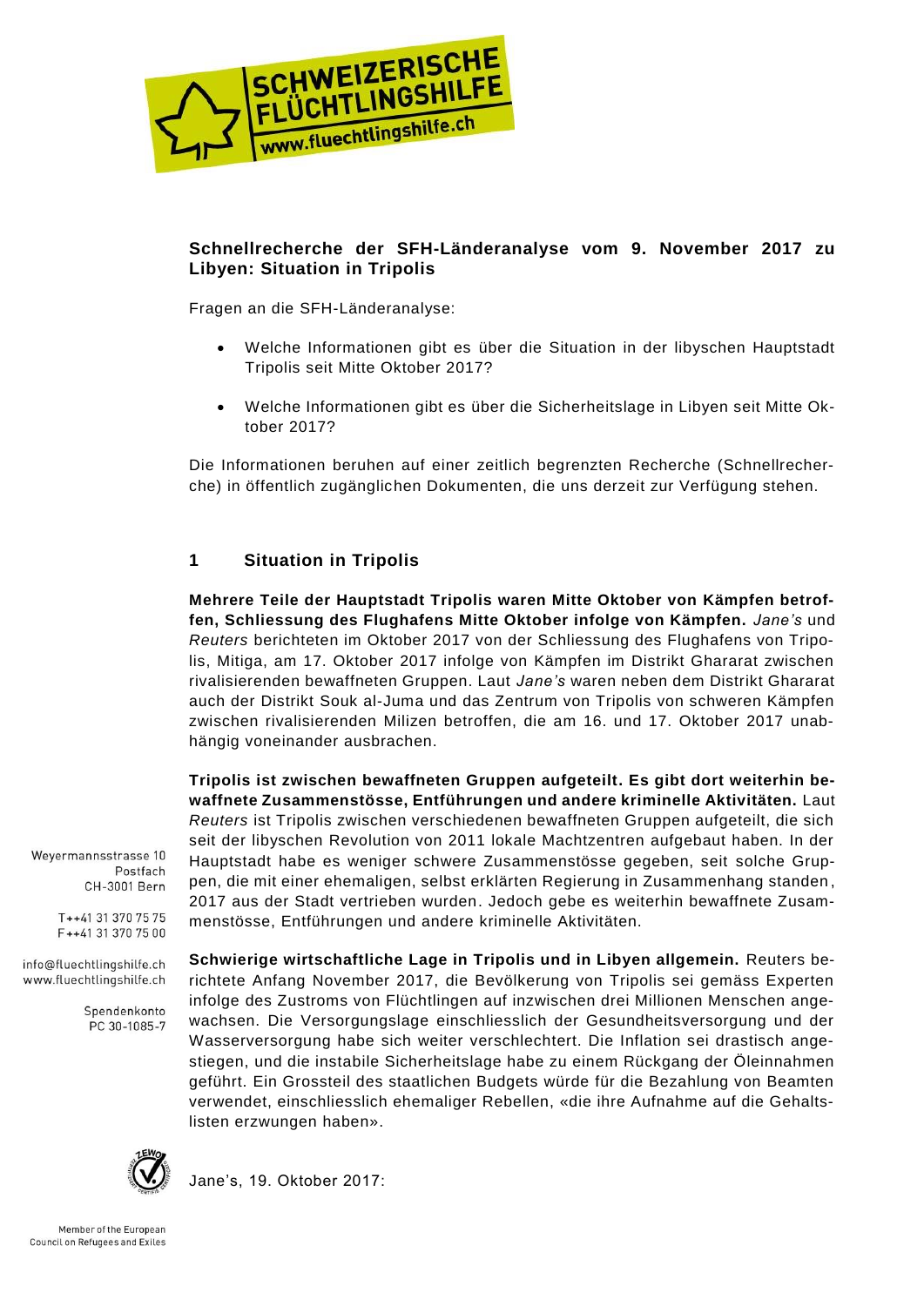**Schnellrecherche der SFH-Länderanalyse vom 9. November 2017 zu Libyen: Situation in Tripolis**

Fragen an die SFH-Länderanalyse:

- Welche Informationen gibt es über die Situation in der libyschen Hauptstadt Tripolis seit Mitte Oktober 2017?
- Welche Informationen gibt es über die Sicherheitslage in Libyen seit Mitte Oktober 2017?

Die Informationen beruhen auf einer zeitlich begrenzten Recherche (Schnellrecherche) in öffentlich zugänglichen Dokumenten, die uns derzeit zur Verfügung stehen.

## 1 Situation in Tripolis

**Mehrere Teile der Hauptstadt Tripolis waren Mitte Oktober von Kämpfen betroffen, Schliessung des Flughafens Mitte Oktober infolge von Kämpfen.** *Jane's* und *Reuters* berichteten im Oktober 2017 von der Schliessung des Flughafens von Tripolis, Mitiga, am 17. Oktober 2017 infolge von Kämpfen im Distrikt Ghararat zwischen rivalisierenden bewaffneten Gruppen. Laut *Jane's* waren neben dem Distrikt Ghararat auch der Distrikt Souk al-Juma und das Zentrum von Tripolis von schweren Kämpfen zwischen rivalisierenden Milizen betroffen, die am 16. und 17. Oktober 2017 unabhängig voneinander ausbrachen.

**Tripolis ist zwischen bewaffneten Gruppen aufgeteilt. Es gibt dort weiterhin bewaffnete Zusammenstösse, Entführungen und andere kriminelle Aktivitäten.** Laut *Reuters* ist Tripolis zwischen verschiedenen bewaffneten Gruppen aufgeteilt, die sich seit der libyschen Revolution von 2011 lokale Machtzentren aufgebaut haben. In der Hauptstadt habe es weniger schwere Zusammenstösse gegeben, seit solche Gruppen, die mit einer ehemaligen, selbst erklärten Regierung in Zusammenhang standen, 2017 aus der Stadt vertrieben wurden. Jedoch gebe es weiterhin bewaffnete Zusammenstösse, Entführungen und andere kriminelle Aktivitäten.

**Schwierige wirtschaftliche Lage in Tripolis und in Libyen allgemein.** Reuters berichtete Anfang November 2017, die Bevölkerung von Tripolis sei gemäss Experten infolge des Zustroms von Flüchtlingen auf inzwischen drei Millionen Menschen angewachsen. Die Versorgungslage einschliesslich der Gesundheitsversorgung und der Wasserversorgung habe sich weiter verschlechtert. Die Inflation sei drastisch angestiegen, und die instabile Sicherheitslage habe zu einem Rückgang der Öleinnahmen geführt. Ein Grossteil des staatlichen Budgets würde für die Bezahlung von Beamten verwendet, einschliesslich ehemaliger Rebellen, «die ihre Aufnahme auf die Gehaltslisten erzwungen haben».

Jane's, 19. Oktober 2017: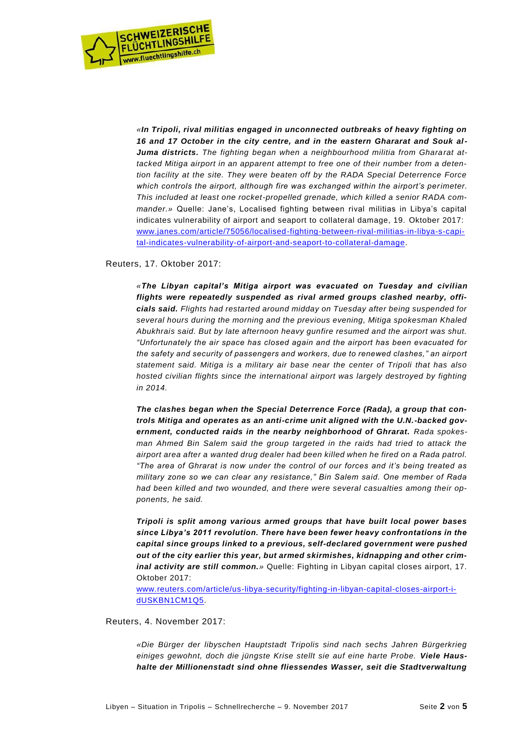> «***In Tripoli, rival militias engaged in unconnected outbreaks of heavy fighting on 16 and 17 October in the city centre, and in the eastern Ghararat and Souk al-Juma districts.*** *The fighting began when a neighbourhood militia from Ghararat attacked Mitiga airport in an apparent attempt to free one of their number from a detention facility at the site. They were beaten off by the RADA Special Deterrence Force which controls the airport, although fire was exchanged within the airport's perimeter. This included at least one rocket-propelled grenade, which killed a senior RADA commander.»* Quelle: Jane's, Localised fighting between rival militias in Libya's capital indicates vulnerability of airport and seaport to collateral damage, 19. Oktober 2017: [www.janes.com/article/75056/localised-fighting-between-rival-militias-in-libya-s-capital-indicates-vulnerability-of-airport-and-seaport-to-collateral-damage](www.janes.com/article/75056/localised-fighting-between-rival-militias-in-libya-s-capital-indicates-vulnerability-of-airport-and-seaport-to-collateral-damage).

Reuters, 17. Oktober 2017:

> «***The Libyan capital's Mitiga airport was evacuated on Tuesday and civilian flights were repeatedly suspended as rival armed groups clashed nearby, officials said.*** *Flights had restarted around midday on Tuesday after being suspended for several hours during the morning and the previous evening, Mitiga spokesman Khaled Abukhrais said. But by late afternoon heavy gunfire resumed and the airport was shut. "Unfortunately the air space has closed again and the airport has been evacuated for the safety and security of passengers and workers, due to renewed clashes," an airport statement said. Mitiga is a military air base near the center of Tripoli that has also hosted civilian flights since the international airport was largely destroyed by fighting in 2014.*
>
> ***The clashes began when the Special Deterrence Force (Rada), a group that controls Mitiga and operates as an anti-crime unit aligned with the U.N.-backed government, conducted raids in the nearby neighborhood of Ghrarat.*** *Rada spokesman Ahmed Bin Salem said the group targeted in the raids had tried to attack the airport area after a wanted drug dealer had been killed when he fired on a Rada patrol. "The area of Ghrarat is now under the control of our forces and it's being treated as military zone so we can clear any resistance," Bin Salem said. One member of Rada had been killed and two wounded, and there were several casualties among their opponents, he said.*
>
> ***Tripoli is split among various armed groups that have built local power bases since Libya's 2011 revolution. There have been fewer heavy confrontations in the capital since groups linked to a previous, self-declared government were pushed out of the city earlier this year, but armed skirmishes, kidnapping and other criminal activity are still common.»*** Quelle: Fighting in Libyan capital closes airport, 17. Oktober 2017: [www.reuters.com/article/us-libya-security/fighting-in-libyan-capital-closes-airport-idUSKBN1CM1Q5](www.reuters.com/article/us-libya-security/fighting-in-libyan-capital-closes-airport-idUSKBN1CM1Q5).

Reuters, 4. November 2017:

> *«Die Bürger der libyschen Hauptstadt Tripolis sind nach sechs Jahren Bürgerkrieg einiges gewohnt, doch die jüngste Krise stellt sie auf eine harte Probe.* ***Viele Haushalte der Millionenstadt sind ohne fliessendes Wasser, seit die Stadtverwaltung***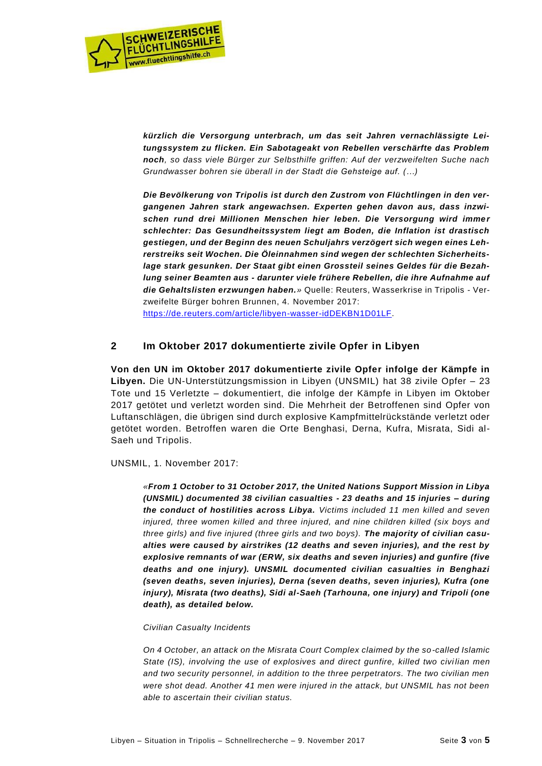> ***kürzlich die Versorgung unterbrach, um das seit Jahren vernachlässigte Leitungssystem zu flicken. Ein Sabotageakt von Rebellen verschärfte das Problem noch****, so dass viele Bürger zur Selbsthilfe griffen: Auf der verzweifelten Suche nach Grundwasser bohren sie überall in der Stadt die Gehsteige auf. (…)*
>
> ***Die Bevölkerung von Tripolis ist durch den Zustrom von Flüchtlingen in den vergangenen Jahren stark angewachsen. Experten gehen davon aus, dass inzwischen rund drei Millionen Menschen hier leben. Die Versorgung wird immer schlechter: Das Gesundheitssystem liegt am Boden, die Inflation ist drastisch gestiegen, und der Beginn des neuen Schuljahrs verzögert sich wegen eines Lehrerstreiks seit Wochen. Die Öleinnahmen sind wegen der schlechten Sicherheitslage stark gesunken. Der Staat gibt einen Grossteil seines Geldes für die Bezahlung seiner Beamten aus - darunter viele frühere Rebellen, die ihre Aufnahme auf die Gehaltslisten erzwungen haben.****»* Quelle: Reuters, Wasserkrise in Tripolis - Verzweifelte Bürger bohren Brunnen, 4. November 2017: https://de.reuters.com/article/libyen-wasser-idDEKBN1D01LF.

## 2 Im Oktober 2017 dokumentierte zivile Opfer in Libyen

**Von den UN im Oktober 2017 dokumentierte zivile Opfer infolge der Kämpfe in Libyen.** Die UN-Unterstützungsmission in Libyen (UNSMIL) hat 38 zivile Opfer – 23 Tote und 15 Verletzte – dokumentiert, die infolge der Kämpfe in Libyen im Oktober 2017 getötet und verletzt worden sind. Die Mehrheit der Betroffenen sind Opfer von Luftanschlägen, die übrigen sind durch explosive Kampfmittelrückstände verletzt oder getötet worden. Betroffen waren die Orte Benghasi, Derna, Kufra, Misrata, Sidi al-Saeh und Tripolis.

UNSMIL, 1. November 2017:

> *«****From 1 October to 31 October 2017, the United Nations Support Mission in Libya (UNSMIL) documented 38 civilian casualties - 23 deaths and 15 injuries – during the conduct of hostilities across Libya.*** *Victims included 11 men killed and seven injured, three women killed and three injured, and nine children killed (six boys and three girls) and five injured (three girls and two boys).* ***The majority of civilian casualties were caused by airstrikes (12 deaths and seven injuries), and the rest by explosive remnants of war (ERW, six deaths and seven injuries) and gunfire (five deaths and one injury). UNSMIL documented civilian casualties in Benghazi (seven deaths, seven injuries), Derna (seven deaths, seven injuries), Kufra (one injury), Misrata (two deaths), Sidi al-Saeh (Tarhouna, one injury) and Tripoli (one death), as detailed below.***
>
> *Civilian Casualty Incidents*
>
> *On 4 October, an attack on the Misrata Court Complex claimed by the so-called Islamic State (IS), involving the use of explosives and direct gunfire, killed two civilian men and two security personnel, in addition to the three perpetrators. The two civilian men were shot dead. Another 41 men were injured in the attack, but UNSMIL has not been able to ascertain their civilian status.*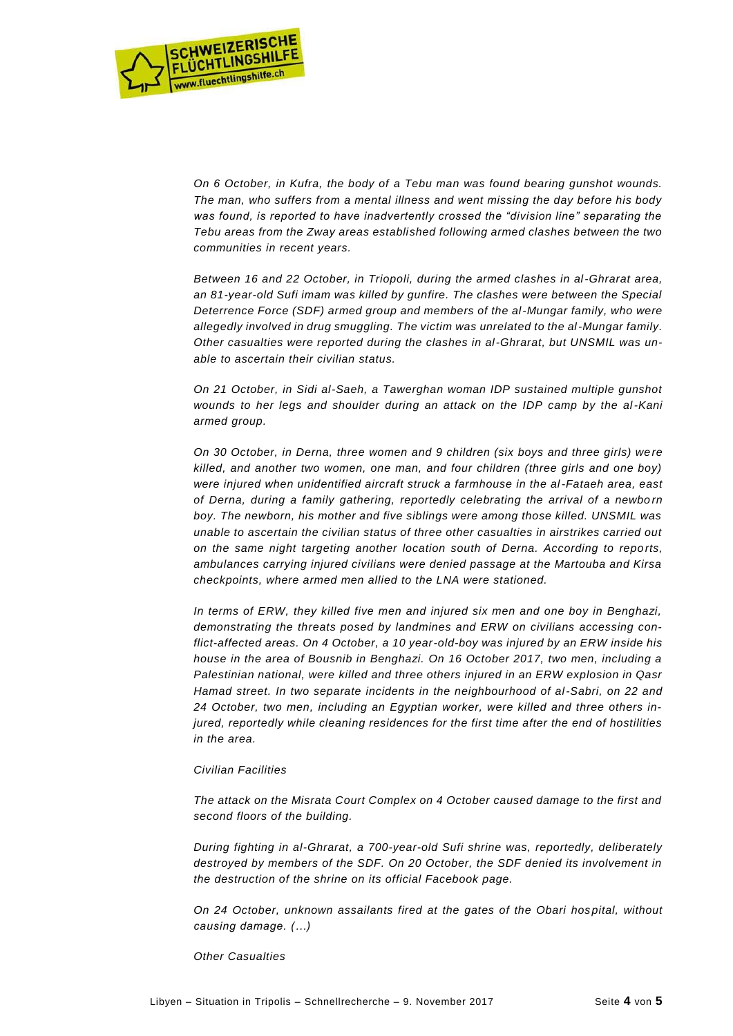*On 6 October, in Kufra, the body of a Tebu man was found bearing gunshot wounds. The man, who suffers from a mental illness and went missing the day before his body was found, is reported to have inadvertently crossed the "division line" separating the Tebu areas from the Zway areas established following armed clashes between the two communities in recent years.*

*Between 16 and 22 October, in Triopoli, during the armed clashes in al-Ghrarat area, an 81-year-old Sufi imam was killed by gunfire. The clashes were between the Special Deterrence Force (SDF) armed group and members of the al-Mungar family, who were allegedly involved in drug smuggling. The victim was unrelated to the al-Mungar family. Other casualties were reported during the clashes in al-Ghrarat, but UNSMIL was unable to ascertain their civilian status.*

*On 21 October, in Sidi al-Saeh, a Tawerghan woman IDP sustained multiple gunshot wounds to her legs and shoulder during an attack on the IDP camp by the al-Kani armed group.*

*On 30 October, in Derna, three women and 9 children (six boys and three girls) were killed, and another two women, one man, and four children (three girls and one boy) were injured when unidentified aircraft struck a farmhouse in the al-Fataeh area, east of Derna, during a family gathering, reportedly celebrating the arrival of a newborn boy. The newborn, his mother and five siblings were among those killed. UNSMIL was unable to ascertain the civilian status of three other casualties in airstrikes carried out on the same night targeting another location south of Derna. According to reports, ambulances carrying injured civilians were denied passage at the Martouba and Kirsa checkpoints, where armed men allied to the LNA were stationed.*

*In terms of ERW, they killed five men and injured six men and one boy in Benghazi, demonstrating the threats posed by landmines and ERW on civilians accessing conflict-affected areas. On 4 October, a 10 year-old-boy was injured by an ERW inside his house in the area of Bousnib in Benghazi. On 16 October 2017, two men, including a Palestinian national, were killed and three others injured in an ERW explosion in Qasr Hamad street. In two separate incidents in the neighbourhood of al-Sabri, on 22 and 24 October, two men, including an Egyptian worker, were killed and three others injured, reportedly while cleaning residences for the first time after the end of hostilities in the area.*

*Civilian Facilities*

*The attack on the Misrata Court Complex on 4 October caused damage to the first and second floors of the building.*

*During fighting in al-Ghrarat, a 700-year-old Sufi shrine was, reportedly, deliberately destroyed by members of the SDF. On 20 October, the SDF denied its involvement in the destruction of the shrine on its official Facebook page.*

*On 24 October, unknown assailants fired at the gates of the Obari hospital, without causing damage. (…)*

*Other Casualties*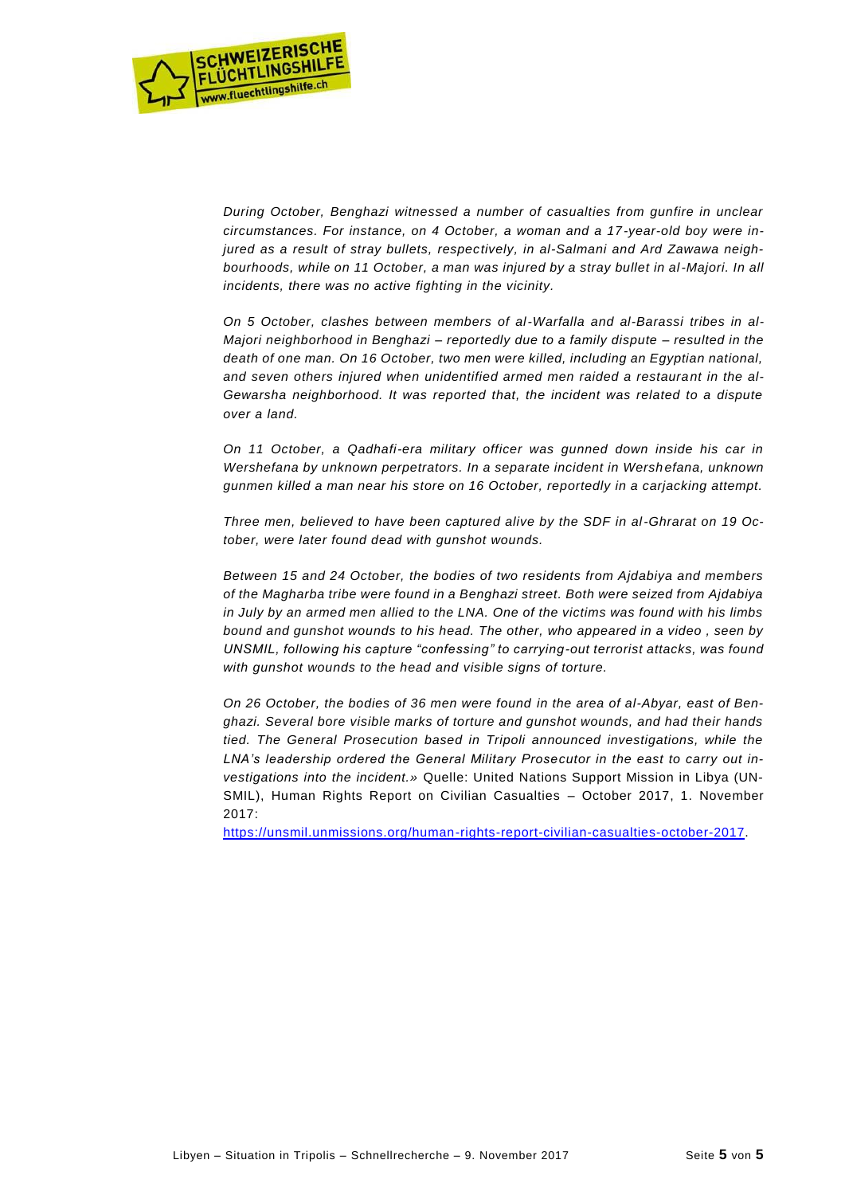*During October, Benghazi witnessed a number of casualties from gunfire in unclear circumstances. For instance, on 4 October, a woman and a 17-year-old boy were injured as a result of stray bullets, respectively, in al-Salmani and Ard Zawawa neighbourhoods, while on 11 October, a man was injured by a stray bullet in al-Majori. In all incidents, there was no active fighting in the vicinity.*

*On 5 October, clashes between members of al-Warfalla and al-Barassi tribes in al-Majori neighborhood in Benghazi – reportedly due to a family dispute – resulted in the death of one man. On 16 October, two men were killed, including an Egyptian national, and seven others injured when unidentified armed men raided a restaurant in the al-Gewarsha neighborhood. It was reported that, the incident was related to a dispute over a land.*

*On 11 October, a Qadhafi-era military officer was gunned down inside his car in Wershefana by unknown perpetrators. In a separate incident in Wershefana, unknown gunmen killed a man near his store on 16 October, reportedly in a carjacking attempt.*

*Three men, believed to have been captured alive by the SDF in al-Ghrarat on 19 October, were later found dead with gunshot wounds.*

*Between 15 and 24 October, the bodies of two residents from Ajdabiya and members of the Magharba tribe were found in a Benghazi street. Both were seized from Ajdabiya in July by an armed men allied to the LNA. One of the victims was found with his limbs bound and gunshot wounds to his head. The other, who appeared in a video , seen by UNSMIL, following his capture "confessing" to carrying-out terrorist attacks, was found with gunshot wounds to the head and visible signs of torture.*

*On 26 October, the bodies of 36 men were found in the area of al-Abyar, east of Benghazi. Several bore visible marks of torture and gunshot wounds, and had their hands tied. The General Prosecution based in Tripoli announced investigations, while the LNA's leadership ordered the General Military Prosecutor in the east to carry out investigations into the incident.»* Quelle: United Nations Support Mission in Libya (UNSMIL), Human Rights Report on Civilian Casualties – October 2017, 1. November 2017:
https://unsmil.unmissions.org/human-rights-report-civilian-casualties-october-2017.